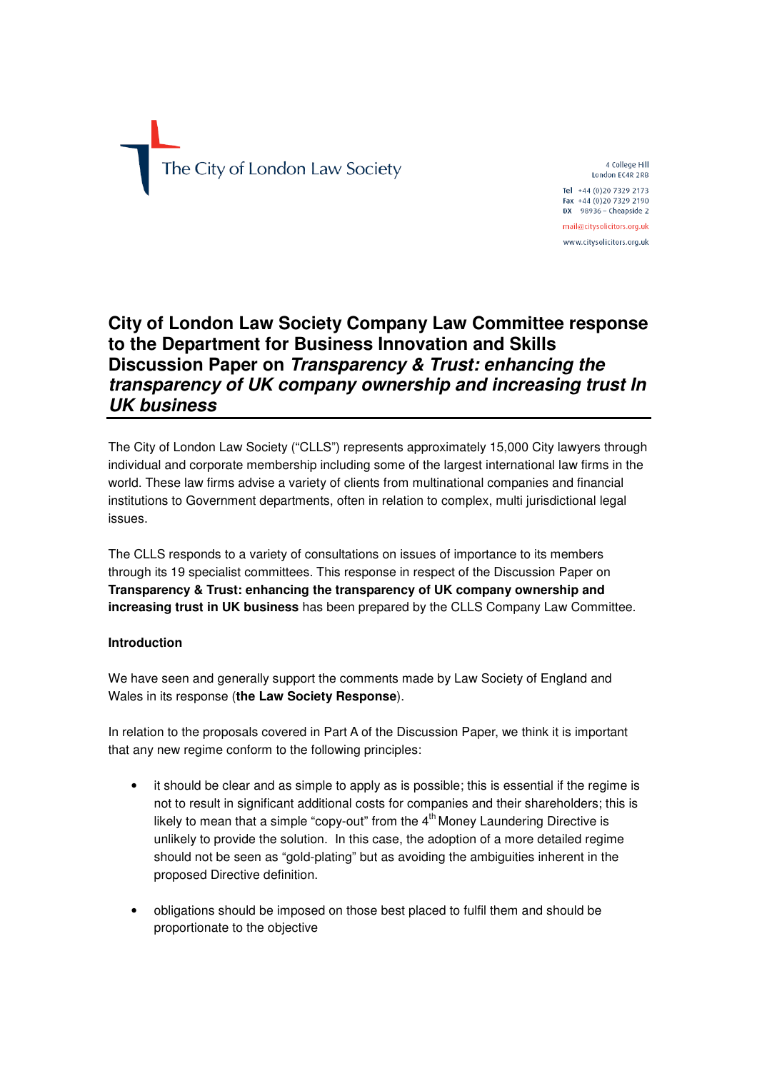The City of London Law Society

4 College Hill
London EC4R 2RB

**Tel** +44 (0)20 7329 2173
**Fax** +44 (0)20 7329 2190
**DX** 98936 – Cheapside 2

mail@citysolicitors.org.uk

www.citysolicitors.org.uk

# City of London Law Society Company Law Committee response to the Department for Business Innovation and Skills Discussion Paper on *Transparency & Trust: enhancing the transparency of UK company ownership and increasing trust In UK business*

The City of London Law Society ("CLLS") represents approximately 15,000 City lawyers through individual and corporate membership including some of the largest international law firms in the world. These law firms advise a variety of clients from multinational companies and financial institutions to Government departments, often in relation to complex, multi jurisdictional legal issues.

The CLLS responds to a variety of consultations on issues of importance to its members through its 19 specialist committees. This response in respect of the Discussion Paper on **Transparency & Trust: enhancing the transparency of UK company ownership and increasing trust in UK business** has been prepared by the CLLS Company Law Committee.

**Introduction**

We have seen and generally support the comments made by Law Society of England and Wales in its response (**the Law Society Response**).

In relation to the proposals covered in Part A of the Discussion Paper, we think it is important that any new regime conform to the following principles:

- it should be clear and as simple to apply as is possible; this is essential if the regime is not to result in significant additional costs for companies and their shareholders; this is likely to mean that a simple "copy-out" from the 4th Money Laundering Directive is unlikely to provide the solution. In this case, the adoption of a more detailed regime should not be seen as "gold-plating" but as avoiding the ambiguities inherent in the proposed Directive definition.

- obligations should be imposed on those best placed to fulfil them and should be proportionate to the objective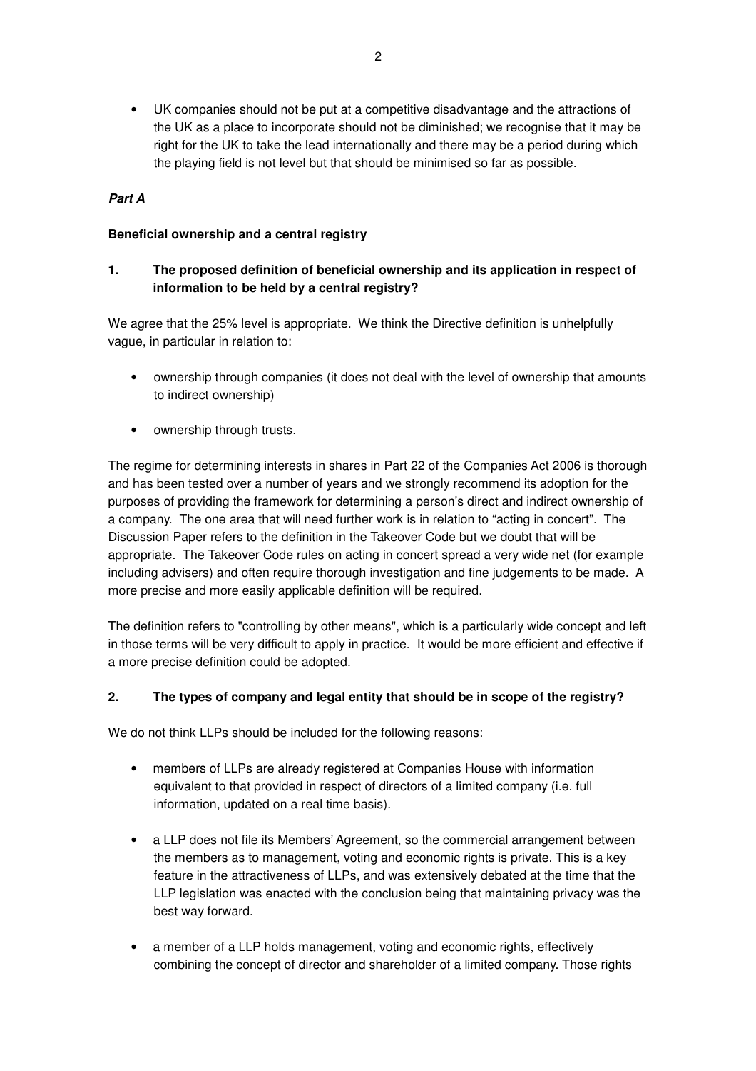- UK companies should not be put at a competitive disadvantage and the attractions of the UK as a place to incorporate should not be diminished; we recognise that it may be right for the UK to take the lead internationally and there may be a period during which the playing field is not level but that should be minimised so far as possible.

***Part A***

**Beneficial ownership and a central registry**

**1. The proposed definition of beneficial ownership and its application in respect of information to be held by a central registry?**

We agree that the 25% level is appropriate. We think the Directive definition is unhelpfully vague, in particular in relation to:

- ownership through companies (it does not deal with the level of ownership that amounts to indirect ownership)
- ownership through trusts.

The regime for determining interests in shares in Part 22 of the Companies Act 2006 is thorough and has been tested over a number of years and we strongly recommend its adoption for the purposes of providing the framework for determining a person's direct and indirect ownership of a company. The one area that will need further work is in relation to "acting in concert". The Discussion Paper refers to the definition in the Takeover Code but we doubt that will be appropriate. The Takeover Code rules on acting in concert spread a very wide net (for example including advisers) and often require thorough investigation and fine judgements to be made. A more precise and more easily applicable definition will be required.

The definition refers to "controlling by other means", which is a particularly wide concept and left in those terms will be very difficult to apply in practice. It would be more efficient and effective if a more precise definition could be adopted.

**2. The types of company and legal entity that should be in scope of the registry?**

We do not think LLPs should be included for the following reasons:

- members of LLPs are already registered at Companies House with information equivalent to that provided in respect of directors of a limited company (i.e. full information, updated on a real time basis).
- a LLP does not file its Members' Agreement, so the commercial arrangement between the members as to management, voting and economic rights is private. This is a key feature in the attractiveness of LLPs, and was extensively debated at the time that the LLP legislation was enacted with the conclusion being that maintaining privacy was the best way forward.
- a member of a LLP holds management, voting and economic rights, effectively combining the concept of director and shareholder of a limited company. Those rights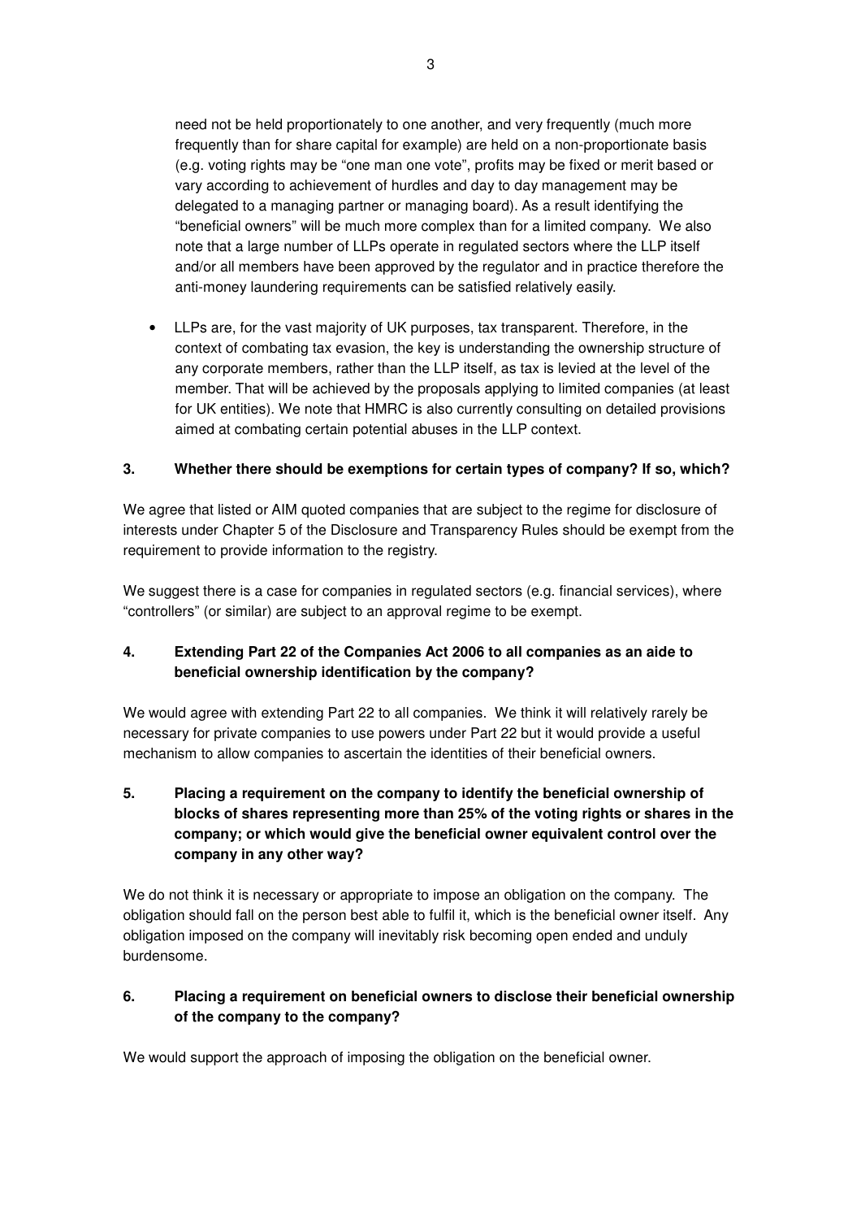need not be held proportionately to one another, and very frequently (much more frequently than for share capital for example) are held on a non-proportionate basis (e.g. voting rights may be "one man one vote", profits may be fixed or merit based or vary according to achievement of hurdles and day to day management may be delegated to a managing partner or managing board). As a result identifying the "beneficial owners" will be much more complex than for a limited company. We also note that a large number of LLPs operate in regulated sectors where the LLP itself and/or all members have been approved by the regulator and in practice therefore the anti-money laundering requirements can be satisfied relatively easily.

- LLPs are, for the vast majority of UK purposes, tax transparent. Therefore, in the context of combating tax evasion, the key is understanding the ownership structure of any corporate members, rather than the LLP itself, as tax is levied at the level of the member. That will be achieved by the proposals applying to limited companies (at least for UK entities). We note that HMRC is also currently consulting on detailed provisions aimed at combating certain potential abuses in the LLP context.

**3. Whether there should be exemptions for certain types of company? If so, which?**

We agree that listed or AIM quoted companies that are subject to the regime for disclosure of interests under Chapter 5 of the Disclosure and Transparency Rules should be exempt from the requirement to provide information to the registry.

We suggest there is a case for companies in regulated sectors (e.g. financial services), where "controllers" (or similar) are subject to an approval regime to be exempt.

**4. Extending Part 22 of the Companies Act 2006 to all companies as an aide to beneficial ownership identification by the company?**

We would agree with extending Part 22 to all companies. We think it will relatively rarely be necessary for private companies to use powers under Part 22 but it would provide a useful mechanism to allow companies to ascertain the identities of their beneficial owners.

**5. Placing a requirement on the company to identify the beneficial ownership of blocks of shares representing more than 25% of the voting rights or shares in the company; or which would give the beneficial owner equivalent control over the company in any other way?**

We do not think it is necessary or appropriate to impose an obligation on the company. The obligation should fall on the person best able to fulfil it, which is the beneficial owner itself. Any obligation imposed on the company will inevitably risk becoming open ended and unduly burdensome.

**6. Placing a requirement on beneficial owners to disclose their beneficial ownership of the company to the company?**

We would support the approach of imposing the obligation on the beneficial owner.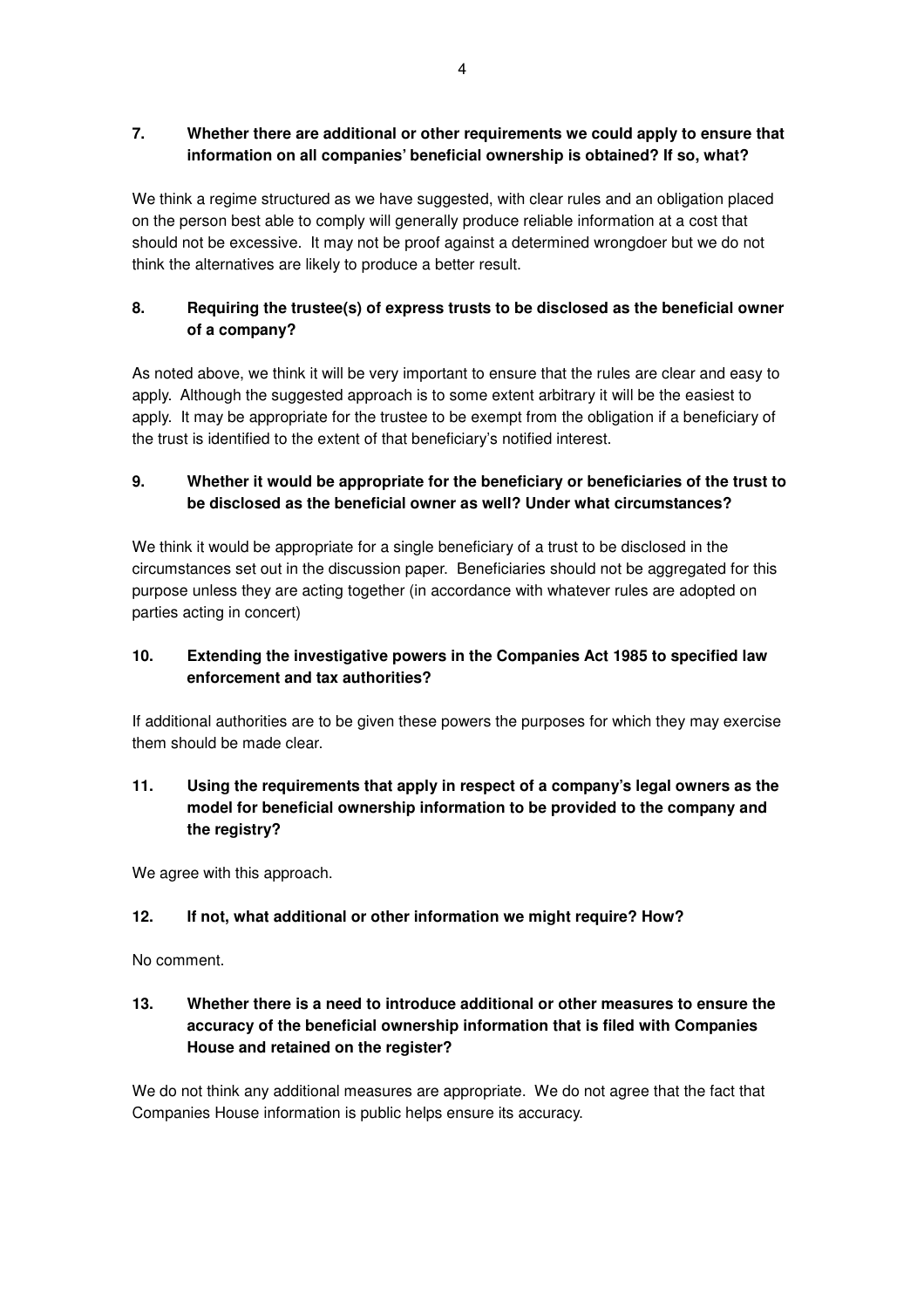**7. Whether there are additional or other requirements we could apply to ensure that information on all companies' beneficial ownership is obtained? If so, what?**

We think a regime structured as we have suggested, with clear rules and an obligation placed on the person best able to comply will generally produce reliable information at a cost that should not be excessive. It may not be proof against a determined wrongdoer but we do not think the alternatives are likely to produce a better result.

**8. Requiring the trustee(s) of express trusts to be disclosed as the beneficial owner of a company?**

As noted above, we think it will be very important to ensure that the rules are clear and easy to apply. Although the suggested approach is to some extent arbitrary it will be the easiest to apply. It may be appropriate for the trustee to be exempt from the obligation if a beneficiary of the trust is identified to the extent of that beneficiary's notified interest.

**9. Whether it would be appropriate for the beneficiary or beneficiaries of the trust to be disclosed as the beneficial owner as well? Under what circumstances?**

We think it would be appropriate for a single beneficiary of a trust to be disclosed in the circumstances set out in the discussion paper. Beneficiaries should not be aggregated for this purpose unless they are acting together (in accordance with whatever rules are adopted on parties acting in concert)

**10. Extending the investigative powers in the Companies Act 1985 to specified law enforcement and tax authorities?**

If additional authorities are to be given these powers the purposes for which they may exercise them should be made clear.

**11. Using the requirements that apply in respect of a company's legal owners as the model for beneficial ownership information to be provided to the company and the registry?**

We agree with this approach.

**12. If not, what additional or other information we might require? How?**

No comment.

**13. Whether there is a need to introduce additional or other measures to ensure the accuracy of the beneficial ownership information that is filed with Companies House and retained on the register?**

We do not think any additional measures are appropriate. We do not agree that the fact that Companies House information is public helps ensure its accuracy.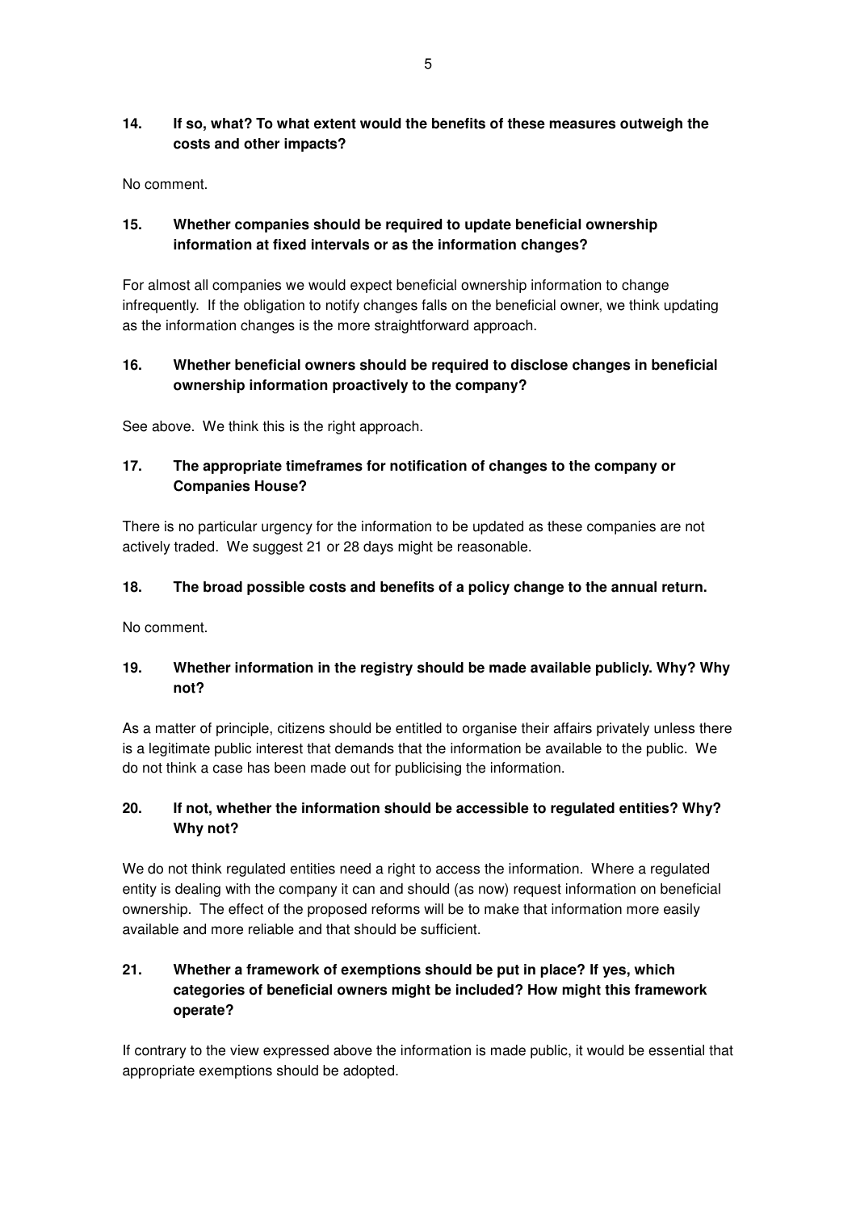**14. If so, what? To what extent would the benefits of these measures outweigh the costs and other impacts?**

No comment.

**15. Whether companies should be required to update beneficial ownership information at fixed intervals or as the information changes?**

For almost all companies we would expect beneficial ownership information to change infrequently. If the obligation to notify changes falls on the beneficial owner, we think updating as the information changes is the more straightforward approach.

**16. Whether beneficial owners should be required to disclose changes in beneficial ownership information proactively to the company?**

See above. We think this is the right approach.

**17. The appropriate timeframes for notification of changes to the company or Companies House?**

There is no particular urgency for the information to be updated as these companies are not actively traded. We suggest 21 or 28 days might be reasonable.

**18. The broad possible costs and benefits of a policy change to the annual return.**

No comment.

**19. Whether information in the registry should be made available publicly. Why? Why not?**

As a matter of principle, citizens should be entitled to organise their affairs privately unless there is a legitimate public interest that demands that the information be available to the public. We do not think a case has been made out for publicising the information.

**20. If not, whether the information should be accessible to regulated entities? Why? Why not?**

We do not think regulated entities need a right to access the information. Where a regulated entity is dealing with the company it can and should (as now) request information on beneficial ownership. The effect of the proposed reforms will be to make that information more easily available and more reliable and that should be sufficient.

**21. Whether a framework of exemptions should be put in place? If yes, which categories of beneficial owners might be included? How might this framework operate?**

If contrary to the view expressed above the information is made public, it would be essential that appropriate exemptions should be adopted.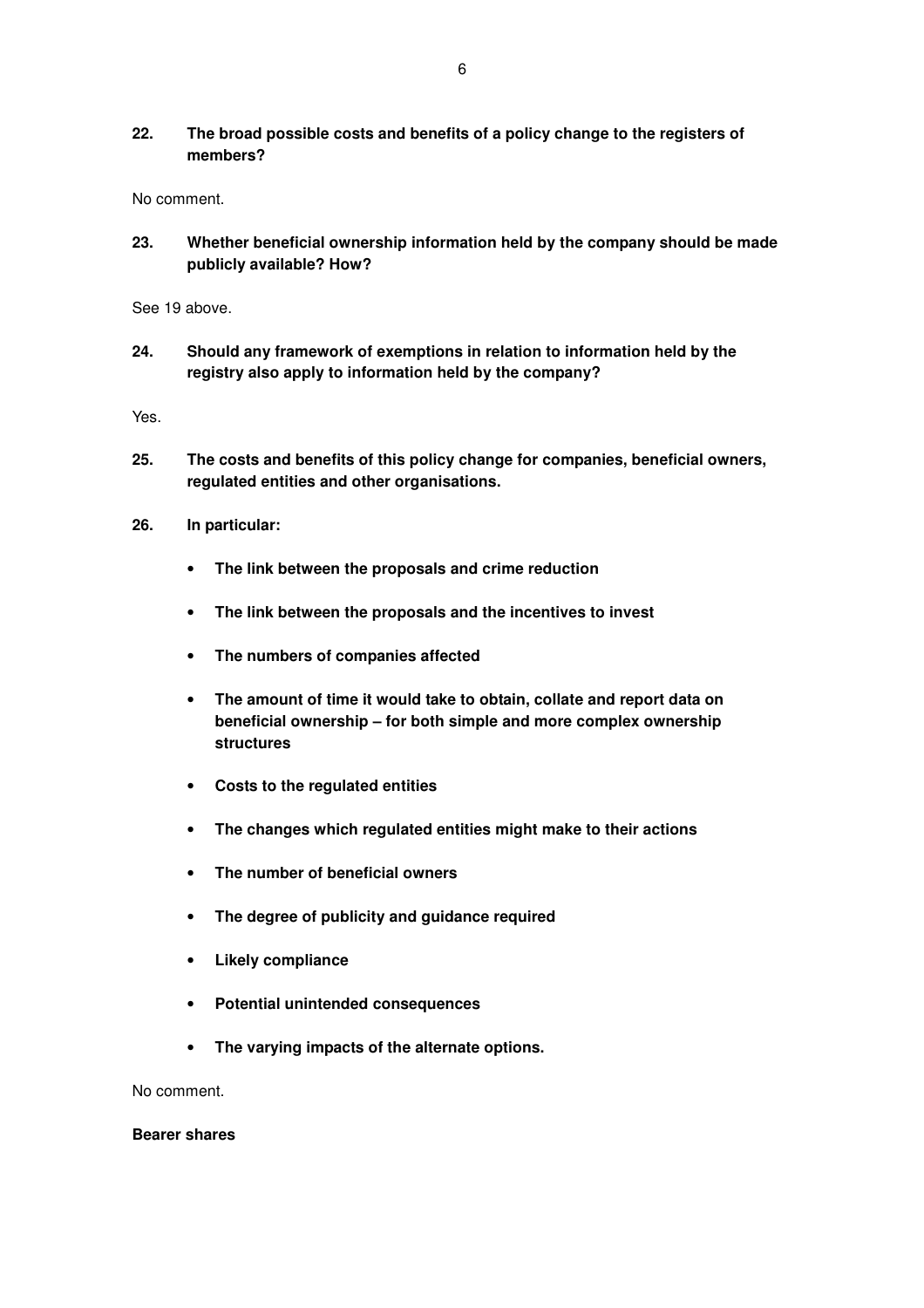**22. The broad possible costs and benefits of a policy change to the registers of members?**

No comment.

**23. Whether beneficial ownership information held by the company should be made publicly available? How?**

See 19 above.

**24. Should any framework of exemptions in relation to information held by the registry also apply to information held by the company?**

Yes.

**25. The costs and benefits of this policy change for companies, beneficial owners, regulated entities and other organisations.**

**26. In particular:**

- **The link between the proposals and crime reduction**
- **The link between the proposals and the incentives to invest**
- **The numbers of companies affected**
- **The amount of time it would take to obtain, collate and report data on beneficial ownership – for both simple and more complex ownership structures**
- **Costs to the regulated entities**
- **The changes which regulated entities might make to their actions**
- **The number of beneficial owners**
- **The degree of publicity and guidance required**
- **Likely compliance**
- **Potential unintended consequences**
- **The varying impacts of the alternate options.**

No comment.

**Bearer shares**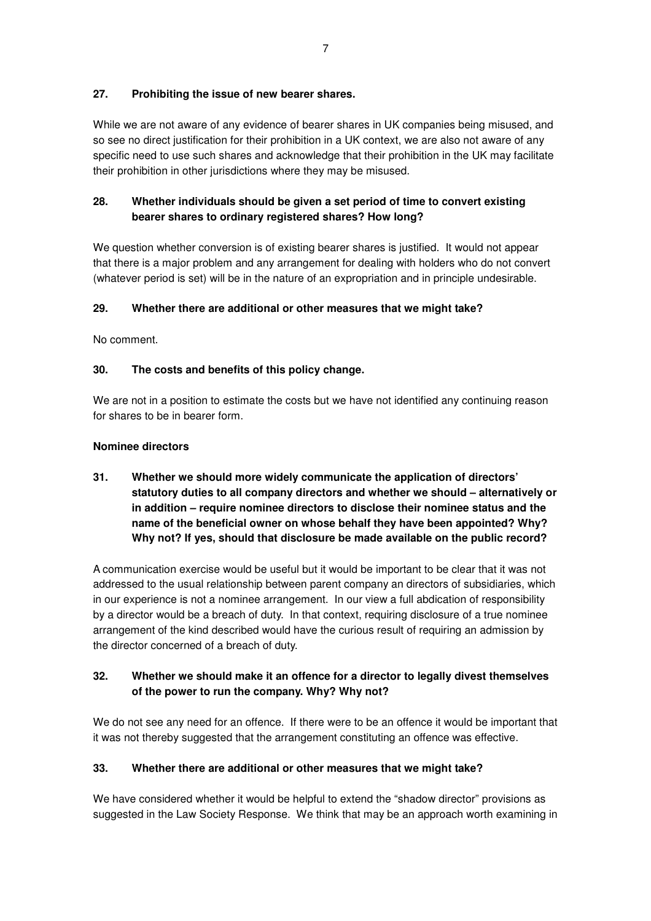**27. Prohibiting the issue of new bearer shares.**

While we are not aware of any evidence of bearer shares in UK companies being misused, and so see no direct justification for their prohibition in a UK context, we are also not aware of any specific need to use such shares and acknowledge that their prohibition in the UK may facilitate their prohibition in other jurisdictions where they may be misused.

**28. Whether individuals should be given a set period of time to convert existing bearer shares to ordinary registered shares? How long?**

We question whether conversion is of existing bearer shares is justified. It would not appear that there is a major problem and any arrangement for dealing with holders who do not convert (whatever period is set) will be in the nature of an expropriation and in principle undesirable.

**29. Whether there are additional or other measures that we might take?**

No comment.

**30. The costs and benefits of this policy change.**

We are not in a position to estimate the costs but we have not identified any continuing reason for shares to be in bearer form.

**Nominee directors**

**31. Whether we should more widely communicate the application of directors' statutory duties to all company directors and whether we should – alternatively or in addition – require nominee directors to disclose their nominee status and the name of the beneficial owner on whose behalf they have been appointed? Why? Why not? If yes, should that disclosure be made available on the public record?**

A communication exercise would be useful but it would be important to be clear that it was not addressed to the usual relationship between parent company an directors of subsidiaries, which in our experience is not a nominee arrangement. In our view a full abdication of responsibility by a director would be a breach of duty. In that context, requiring disclosure of a true nominee arrangement of the kind described would have the curious result of requiring an admission by the director concerned of a breach of duty.

**32. Whether we should make it an offence for a director to legally divest themselves of the power to run the company. Why? Why not?**

We do not see any need for an offence. If there were to be an offence it would be important that it was not thereby suggested that the arrangement constituting an offence was effective.

**33. Whether there are additional or other measures that we might take?**

We have considered whether it would be helpful to extend the "shadow director" provisions as suggested in the Law Society Response. We think that may be an approach worth examining in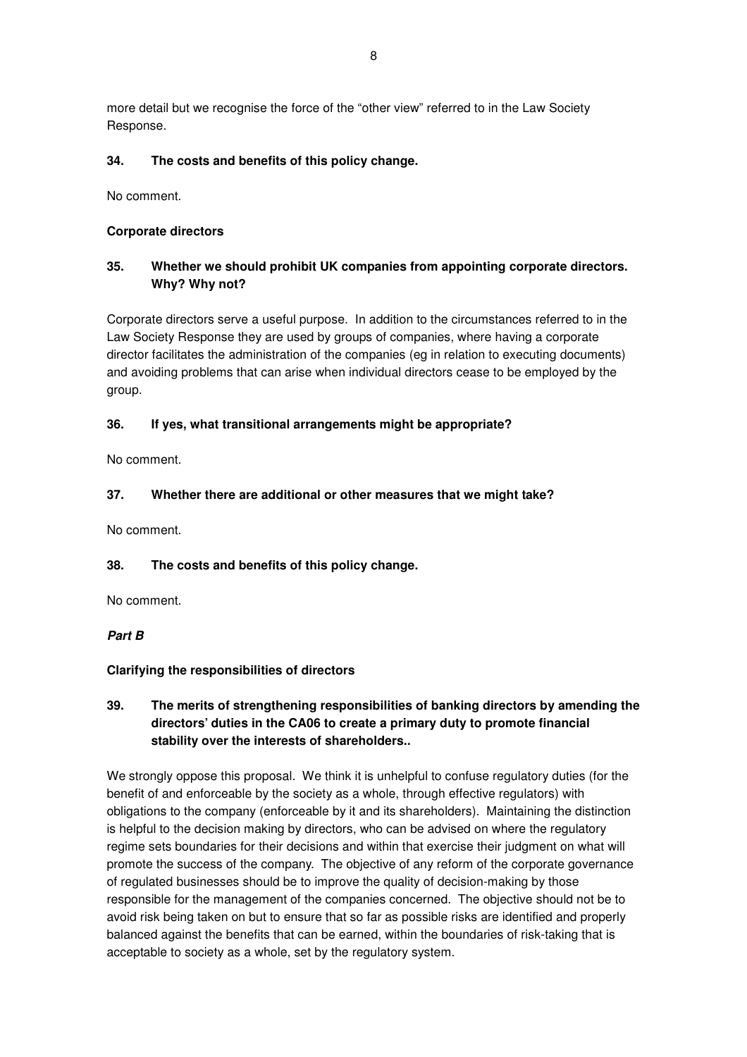more detail but we recognise the force of the "other view" referred to in the Law Society Response.

**34. The costs and benefits of this policy change.**

No comment.

**Corporate directors**

**35. Whether we should prohibit UK companies from appointing corporate directors. Why? Why not?**

Corporate directors serve a useful purpose. In addition to the circumstances referred to in the Law Society Response they are used by groups of companies, where having a corporate director facilitates the administration of the companies (eg in relation to executing documents) and avoiding problems that can arise when individual directors cease to be employed by the group.

**36. If yes, what transitional arrangements might be appropriate?**

No comment.

**37. Whether there are additional or other measures that we might take?**

No comment.

**38. The costs and benefits of this policy change.**

No comment.

***Part B***

**Clarifying the responsibilities of directors**

**39. The merits of strengthening responsibilities of banking directors by amending the directors' duties in the CA06 to create a primary duty to promote financial stability over the interests of shareholders..**

We strongly oppose this proposal. We think it is unhelpful to confuse regulatory duties (for the benefit of and enforceable by the society as a whole, through effective regulators) with obligations to the company (enforceable by it and its shareholders). Maintaining the distinction is helpful to the decision making by directors, who can be advised on where the regulatory regime sets boundaries for their decisions and within that exercise their judgment on what will promote the success of the company. The objective of any reform of the corporate governance of regulated businesses should be to improve the quality of decision-making by those responsible for the management of the companies concerned. The objective should not be to avoid risk being taken on but to ensure that so far as possible risks are identified and properly balanced against the benefits that can be earned, within the boundaries of risk-taking that is acceptable to society as a whole, set by the regulatory system.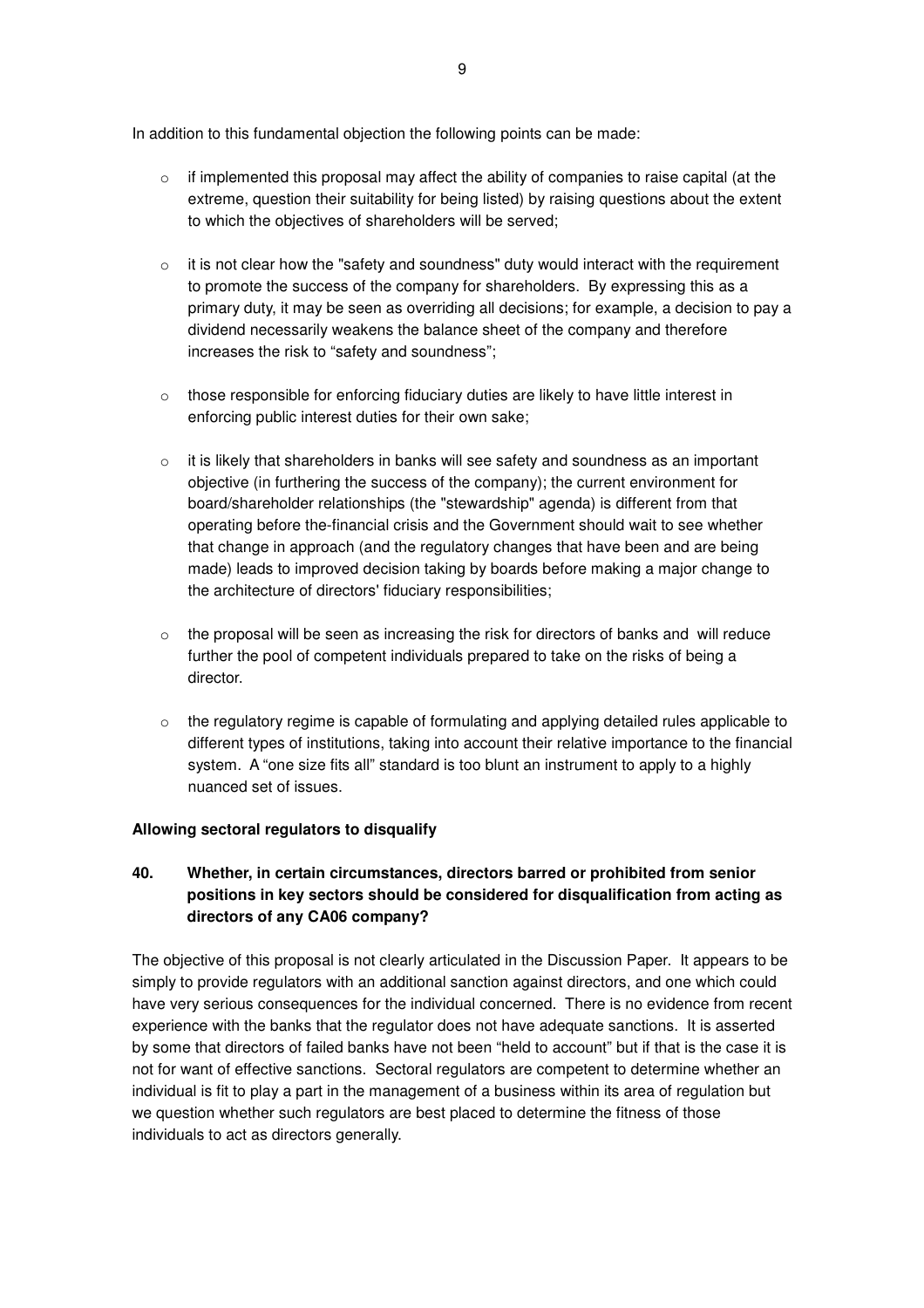In addition to this fundamental objection the following points can be made:

- if implemented this proposal may affect the ability of companies to raise capital (at the extreme, question their suitability for being listed) by raising questions about the extent to which the objectives of shareholders will be served;
- it is not clear how the "safety and soundness" duty would interact with the requirement to promote the success of the company for shareholders. By expressing this as a primary duty, it may be seen as overriding all decisions; for example, a decision to pay a dividend necessarily weakens the balance sheet of the company and therefore increases the risk to "safety and soundness";
- those responsible for enforcing fiduciary duties are likely to have little interest in enforcing public interest duties for their own sake;
- it is likely that shareholders in banks will see safety and soundness as an important objective (in furthering the success of the company); the current environment for board/shareholder relationships (the "stewardship" agenda) is different from that operating before the-financial crisis and the Government should wait to see whether that change in approach (and the regulatory changes that have been and are being made) leads to improved decision taking by boards before making a major change to the architecture of directors' fiduciary responsibilities;
- the proposal will be seen as increasing the risk for directors of banks and will reduce further the pool of competent individuals prepared to take on the risks of being a director.
- the regulatory regime is capable of formulating and applying detailed rules applicable to different types of institutions, taking into account their relative importance to the financial system. A "one size fits all" standard is too blunt an instrument to apply to a highly nuanced set of issues.

**Allowing sectoral regulators to disqualify**

**40. Whether, in certain circumstances, directors barred or prohibited from senior positions in key sectors should be considered for disqualification from acting as directors of any CA06 company?**

The objective of this proposal is not clearly articulated in the Discussion Paper. It appears to be simply to provide regulators with an additional sanction against directors, and one which could have very serious consequences for the individual concerned. There is no evidence from recent experience with the banks that the regulator does not have adequate sanctions. It is asserted by some that directors of failed banks have not been "held to account" but if that is the case it is not for want of effective sanctions. Sectoral regulators are competent to determine whether an individual is fit to play a part in the management of a business within its area of regulation but we question whether such regulators are best placed to determine the fitness of those individuals to act as directors generally.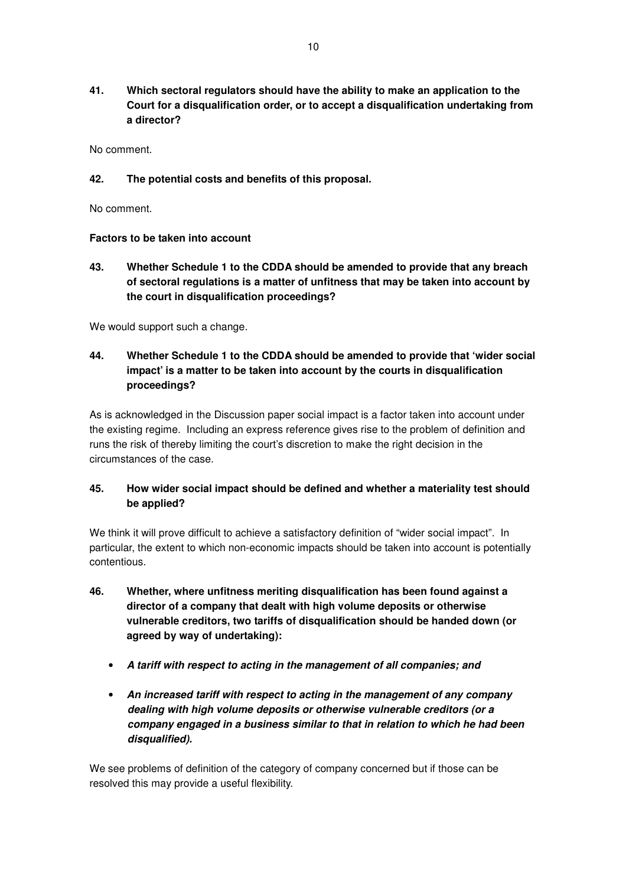**41. Which sectoral regulators should have the ability to make an application to the Court for a disqualification order, or to accept a disqualification undertaking from a director?**

No comment.

**42. The potential costs and benefits of this proposal.**

No comment.

**Factors to be taken into account**

**43. Whether Schedule 1 to the CDDA should be amended to provide that any breach of sectoral regulations is a matter of unfitness that may be taken into account by the court in disqualification proceedings?**

We would support such a change.

**44. Whether Schedule 1 to the CDDA should be amended to provide that 'wider social impact' is a matter to be taken into account by the courts in disqualification proceedings?**

As is acknowledged in the Discussion paper social impact is a factor taken into account under the existing regime. Including an express reference gives rise to the problem of definition and runs the risk of thereby limiting the court's discretion to make the right decision in the circumstances of the case.

**45. How wider social impact should be defined and whether a materiality test should be applied?**

We think it will prove difficult to achieve a satisfactory definition of "wider social impact". In particular, the extent to which non-economic impacts should be taken into account is potentially contentious.

**46. Whether, where unfitness meriting disqualification has been found against a director of a company that dealt with high volume deposits or otherwise vulnerable creditors, two tariffs of disqualification should be handed down (or agreed by way of undertaking):**

- ***A tariff with respect to acting in the management of all companies; and***
- ***An increased tariff with respect to acting in the management of any company dealing with high volume deposits or otherwise vulnerable creditors (or a company engaged in a business similar to that in relation to which he had been disqualified).***

We see problems of definition of the category of company concerned but if those can be resolved this may provide a useful flexibility.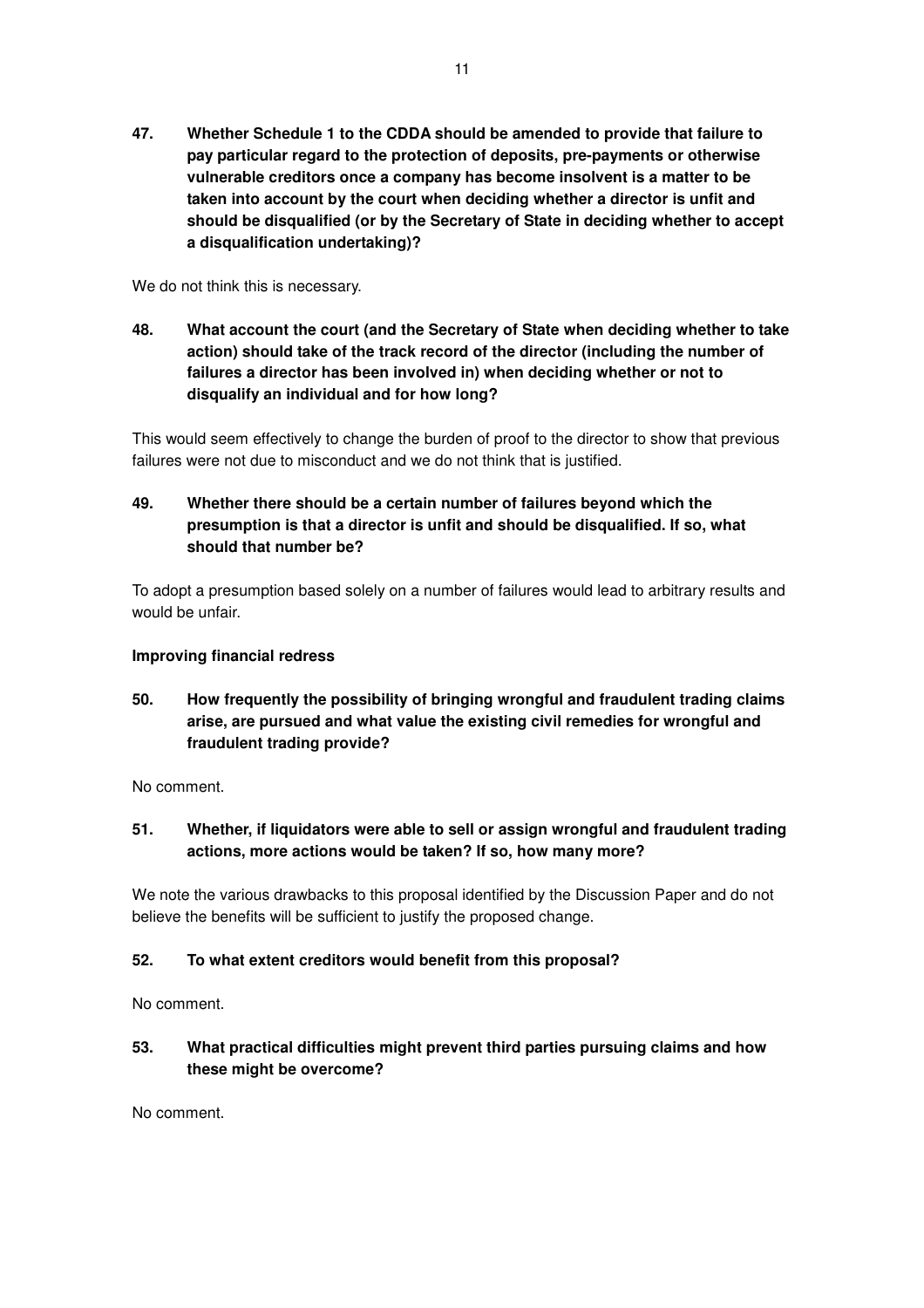**47. Whether Schedule 1 to the CDDA should be amended to provide that failure to pay particular regard to the protection of deposits, pre-payments or otherwise vulnerable creditors once a company has become insolvent is a matter to be taken into account by the court when deciding whether a director is unfit and should be disqualified (or by the Secretary of State in deciding whether to accept a disqualification undertaking)?**

We do not think this is necessary.

**48. What account the court (and the Secretary of State when deciding whether to take action) should take of the track record of the director (including the number of failures a director has been involved in) when deciding whether or not to disqualify an individual and for how long?**

This would seem effectively to change the burden of proof to the director to show that previous failures were not due to misconduct and we do not think that is justified.

**49. Whether there should be a certain number of failures beyond which the presumption is that a director is unfit and should be disqualified. If so, what should that number be?**

To adopt a presumption based solely on a number of failures would lead to arbitrary results and would be unfair.

**Improving financial redress**

**50. How frequently the possibility of bringing wrongful and fraudulent trading claims arise, are pursued and what value the existing civil remedies for wrongful and fraudulent trading provide?**

No comment.

**51. Whether, if liquidators were able to sell or assign wrongful and fraudulent trading actions, more actions would be taken? If so, how many more?**

We note the various drawbacks to this proposal identified by the Discussion Paper and do not believe the benefits will be sufficient to justify the proposed change.

**52. To what extent creditors would benefit from this proposal?**

No comment.

**53. What practical difficulties might prevent third parties pursuing claims and how these might be overcome?**

No comment.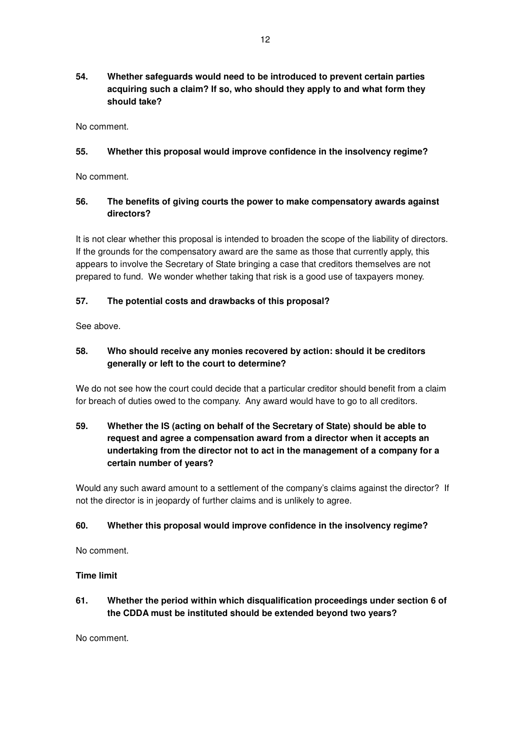**54. Whether safeguards would need to be introduced to prevent certain parties acquiring such a claim? If so, who should they apply to and what form they should take?**

No comment.

**55. Whether this proposal would improve confidence in the insolvency regime?**

No comment.

**56. The benefits of giving courts the power to make compensatory awards against directors?**

It is not clear whether this proposal is intended to broaden the scope of the liability of directors. If the grounds for the compensatory award are the same as those that currently apply, this appears to involve the Secretary of State bringing a case that creditors themselves are not prepared to fund. We wonder whether taking that risk is a good use of taxpayers money.

**57. The potential costs and drawbacks of this proposal?**

See above.

**58. Who should receive any monies recovered by action: should it be creditors generally or left to the court to determine?**

We do not see how the court could decide that a particular creditor should benefit from a claim for breach of duties owed to the company. Any award would have to go to all creditors.

**59. Whether the IS (acting on behalf of the Secretary of State) should be able to request and agree a compensation award from a director when it accepts an undertaking from the director not to act in the management of a company for a certain number of years?**

Would any such award amount to a settlement of the company's claims against the director? If not the director is in jeopardy of further claims and is unlikely to agree.

**60. Whether this proposal would improve confidence in the insolvency regime?**

No comment.

**Time limit**

**61. Whether the period within which disqualification proceedings under section 6 of the CDDA must be instituted should be extended beyond two years?**

No comment.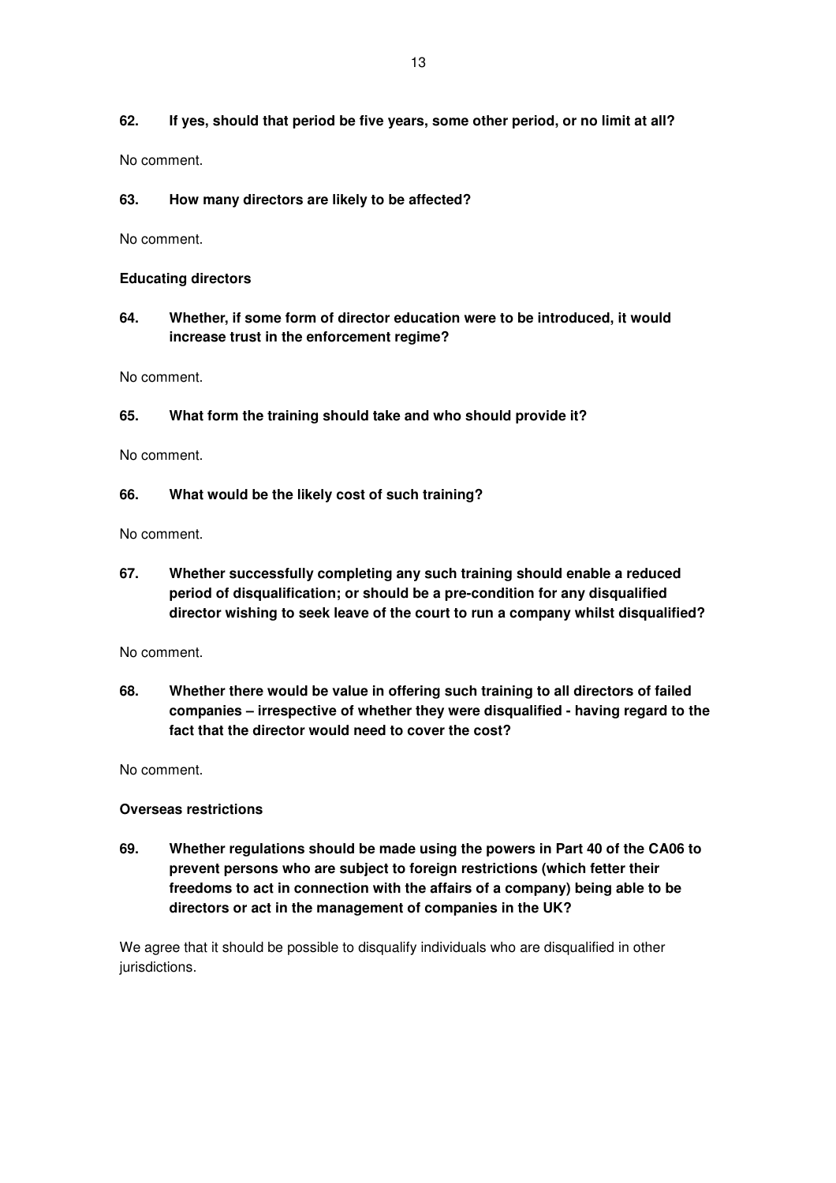**62. If yes, should that period be five years, some other period, or no limit at all?**

No comment.

**63. How many directors are likely to be affected?**

No comment.

**Educating directors**

**64. Whether, if some form of director education were to be introduced, it would increase trust in the enforcement regime?**

No comment.

**65. What form the training should take and who should provide it?**

No comment.

**66. What would be the likely cost of such training?**

No comment.

**67. Whether successfully completing any such training should enable a reduced period of disqualification; or should be a pre-condition for any disqualified director wishing to seek leave of the court to run a company whilst disqualified?**

No comment.

**68. Whether there would be value in offering such training to all directors of failed companies – irrespective of whether they were disqualified - having regard to the fact that the director would need to cover the cost?**

No comment.

**Overseas restrictions**

**69. Whether regulations should be made using the powers in Part 40 of the CA06 to prevent persons who are subject to foreign restrictions (which fetter their freedoms to act in connection with the affairs of a company) being able to be directors or act in the management of companies in the UK?**

We agree that it should be possible to disqualify individuals who are disqualified in other jurisdictions.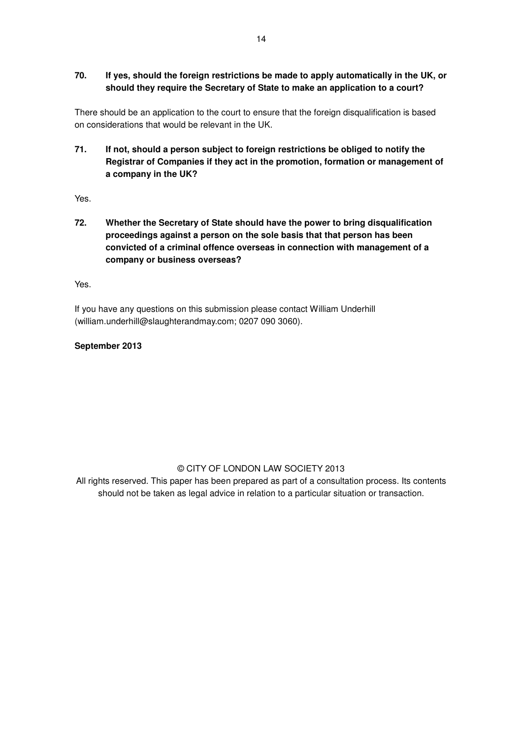**70. If yes, should the foreign restrictions be made to apply automatically in the UK, or should they require the Secretary of State to make an application to a court?**

There should be an application to the court to ensure that the foreign disqualification is based on considerations that would be relevant in the UK.

**71. If not, should a person subject to foreign restrictions be obliged to notify the Registrar of Companies if they act in the promotion, formation or management of a company in the UK?**

Yes.

**72. Whether the Secretary of State should have the power to bring disqualification proceedings against a person on the sole basis that that person has been convicted of a criminal offence overseas in connection with management of a company or business overseas?**

Yes.

If you have any questions on this submission please contact William Underhill (william.underhill@slaughterandmay.com; 0207 090 3060).

**September 2013**

© CITY OF LONDON LAW SOCIETY 2013

All rights reserved. This paper has been prepared as part of a consultation process. Its contents should not be taken as legal advice in relation to a particular situation or transaction.